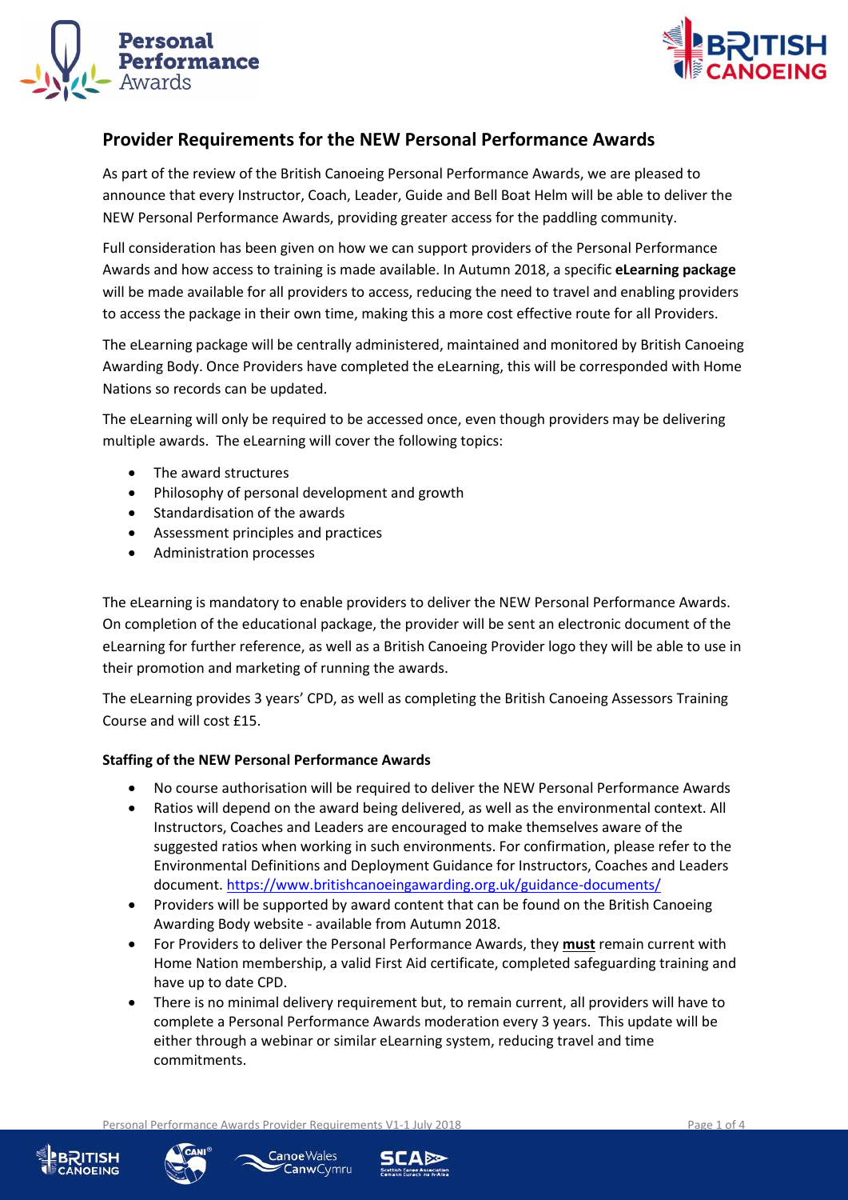# Provider Requirements for the NEW Personal Performance Awards

As part of the review of the British Canoeing Personal Performance Awards, we are pleased to announce that every Instructor, Coach, Leader, Guide and Bell Boat Helm will be able to deliver the NEW Personal Performance Awards, providing greater access for the paddling community.

Full consideration has been given on how we can support providers of the Personal Performance Awards and how access to training is made available. In Autumn 2018, a specific **eLearning package** will be made available for all providers to access, reducing the need to travel and enabling providers to access the package in their own time, making this a more cost effective route for all Providers.

The eLearning package will be centrally administered, maintained and monitored by British Canoeing Awarding Body. Once Providers have completed the eLearning, this will be corresponded with Home Nations so records can be updated.

The eLearning will only be required to be accessed once, even though providers may be delivering multiple awards. The eLearning will cover the following topics:

- The award structures
- Philosophy of personal development and growth
- Standardisation of the awards
- Assessment principles and practices
- Administration processes

The eLearning is mandatory to enable providers to deliver the NEW Personal Performance Awards. On completion of the educational package, the provider will be sent an electronic document of the eLearning for further reference, as well as a British Canoeing Provider logo they will be able to use in their promotion and marketing of running the awards.

The eLearning provides 3 years' CPD, as well as completing the British Canoeing Assessors Training Course and will cost £15.

### Staffing of the NEW Personal Performance Awards

- No course authorisation will be required to deliver the NEW Personal Performance Awards
- Ratios will depend on the award being delivered, as well as the environmental context. All Instructors, Coaches and Leaders are encouraged to make themselves aware of the suggested ratios when working in such environments. For confirmation, please refer to the Environmental Definitions and Deployment Guidance for Instructors, Coaches and Leaders document. https://www.britishcanoeingawarding.org.uk/guidance-documents/
- Providers will be supported by award content that can be found on the British Canoeing Awarding Body website - available from Autumn 2018.
- For Providers to deliver the Personal Performance Awards, they **must** remain current with Home Nation membership, a valid First Aid certificate, completed safeguarding training and have up to date CPD.
- There is no minimal delivery requirement but, to remain current, all providers will have to complete a Personal Performance Awards moderation every 3 years. This update will be either through a webinar or similar eLearning system, reducing travel and time commitments.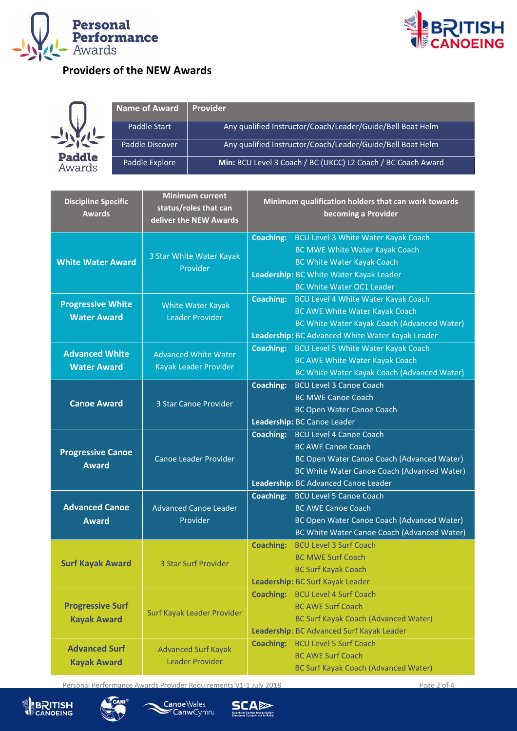## Providers of the NEW Awards

| Name of Award | Provider |
|---|---|
| Paddle Start | Any qualified Instructor/Coach/Leader/Guide/Bell Boat Helm |
| Paddle Discover | Any qualified Instructor/Coach/Leader/Guide/Bell Boat Helm |
| Paddle Explore | **Min:** BCU Level 3 Coach / BC (UKCC) L2 Coach / BC Coach Award |

| Discipline Specific Awards | Minimum current status/roles that can deliver the NEW Awards | Minimum qualification holders that can work towards becoming a Provider |
|---|---|---|
| **White Water Award** | 3 Star White Water Kayak Provider | **Coaching:** BCU Level 3 White Water Kayak Coach<br>BC MWE White Water Kayak Coach<br>BC White Water Kayak Coach<br>**Leadership:** BC White Water Kayak Leader<br>BC White Water OC1 Leader |
| **Progressive White Water Award** | White Water Kayak Leader Provider | **Coaching:** BCU Level 4 White Water Kayak Coach<br>BC AWE White Water Kayak Coach<br>BC White Water Kayak Coach (Advanced Water)<br>**Leadership:** BC Advanced White Water Kayak Leader |
| **Advanced White Water Award** | Advanced White Water Kayak Leader Provider | **Coaching:** BCU Level 5 White Water Kayak Coach<br>BC AWE White Water Kayak Coach<br>BC White Water Kayak Coach (Advanced Water) |
| **Canoe Award** | 3 Star Canoe Provider | **Coaching:** BCU Level 3 Canoe Coach<br>BC MWE Canoe Coach<br>BC Open Water Canoe Coach<br>**Leadership:** BC Canoe Leader |
| **Progressive Canoe Award** | Canoe Leader Provider | **Coaching:** BCU Level 4 Canoe Coach<br>BC AWE Canoe Coach<br>BC Open Water Canoe Coach (Advanced Water)<br>BC White Water Canoe Coach (Advanced Water)<br>**Leadership:** BC Advanced Canoe Leader |
| **Advanced Canoe Award** | Advanced Canoe Leader Provider | **Coaching:** BCU Level 5 Canoe Coach<br>BC AWE Canoe Coach<br>BC Open Water Canoe Coach (Advanced Water)<br>BC White Water Canoe Coach (Advanced Water) |
| **Surf Kayak Award** | 3 Star Surf Provider | **Coaching:** BCU Level 3 Surf Coach<br>BC MWE Surf Coach<br>BC Surf Kayak Coach<br>**Leadership:** BC Surf Kayak Leader |
| **Progressive Surf Kayak Award** | Surf Kayak Leader Provider | **Coaching:** BCU Level 4 Surf Coach<br>BC AWE Surf Coach<br>BC Surf Kayak Coach (Advanced Water)<br>**Leadership:** BC Advanced Surf Kayak Leader |
| **Advanced Surf Kayak Award** | Advanced Surf Kayak Leader Provider | **Coaching:** BCU Level 5 Surf Coach<br>BC AWE Surf Coach<br>BC Surf Kayak Coach (Advanced Water) |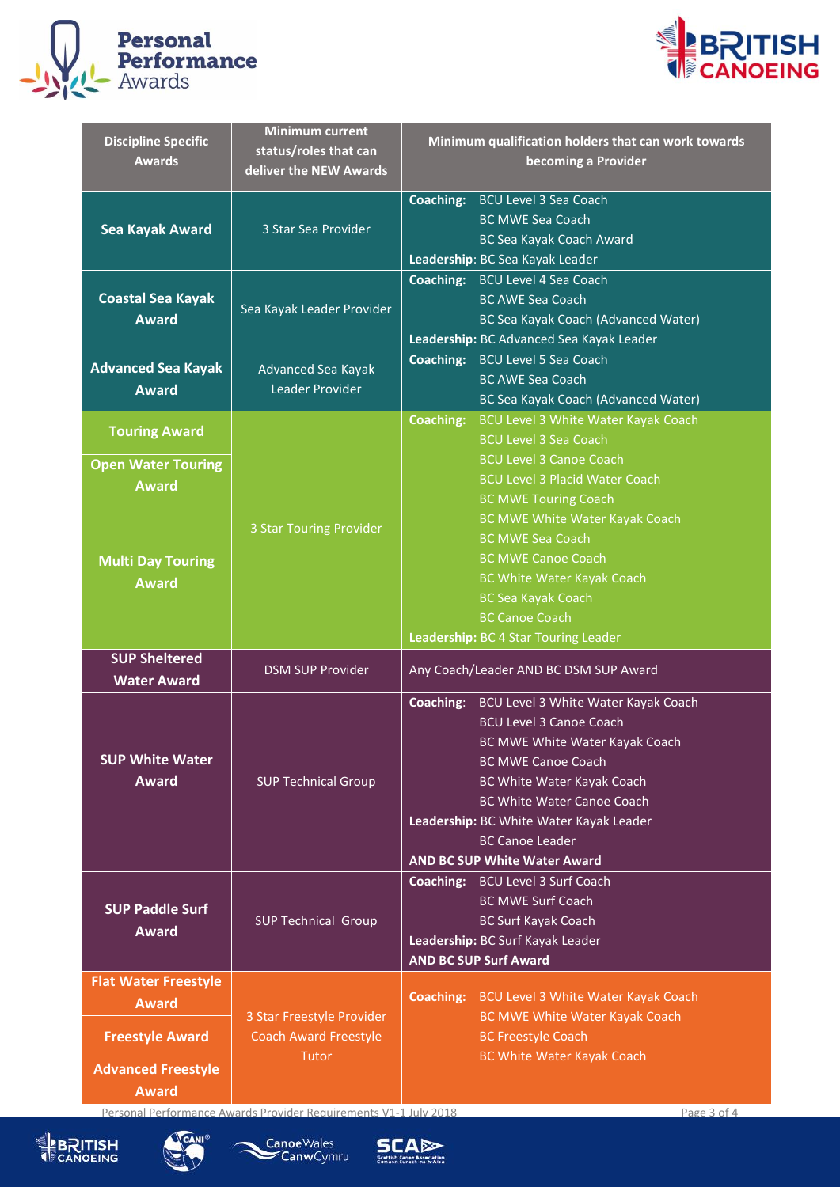| Discipline Specific Awards | Minimum current status/roles that can deliver the NEW Awards | Minimum qualification holders that can work towards becoming a Provider |
|---|---|---|
| **Sea Kayak Award** | 3 Star Sea Provider | **Coaching:** BCU Level 3 Sea Coach<br>BC MWE Sea Coach<br>BC Sea Kayak Coach Award<br>**Leadership:** BC Sea Kayak Leader |
| **Coastal Sea Kayak Award** | Sea Kayak Leader Provider | **Coaching:** BCU Level 4 Sea Coach<br>BC AWE Sea Coach<br>BC Sea Kayak Coach (Advanced Water)<br>**Leadership:** BC Advanced Sea Kayak Leader |
| **Advanced Sea Kayak Award** | Advanced Sea Kayak Leader Provider | **Coaching:** BCU Level 5 Sea Coach<br>BC AWE Sea Coach<br>BC Sea Kayak Coach (Advanced Water) |
| **Touring Award**<br>**Open Water Touring Award**<br>**Multi Day Touring Award** | 3 Star Touring Provider | **Coaching:** BCU Level 3 White Water Kayak Coach<br>BCU Level 3 Sea Coach<br>BCU Level 3 Canoe Coach<br>BCU Level 3 Placid Water Coach<br>BC MWE Touring Coach<br>BC MWE White Water Kayak Coach<br>BC MWE Sea Coach<br>BC MWE Canoe Coach<br>BC White Water Kayak Coach<br>BC Sea Kayak Coach<br>BC Canoe Coach<br>**Leadership:** BC 4 Star Touring Leader |
| **SUP Sheltered Water Award** | DSM SUP Provider | Any Coach/Leader AND BC DSM SUP Award |
| **SUP White Water Award** | SUP Technical Group | **Coaching:** BCU Level 3 White Water Kayak Coach<br>BCU Level 3 Canoe Coach<br>BC MWE White Water Kayak Coach<br>BC MWE Canoe Coach<br>BC White Water Kayak Coach<br>BC White Water Canoe Coach<br>**Leadership:** BC White Water Kayak Leader<br>BC Canoe Leader<br>**AND BC SUP White Water Award** |
| **SUP Paddle Surf Award** | SUP Technical Group | **Coaching:** BCU Level 3 Surf Coach<br>BC MWE Surf Coach<br>BC Surf Kayak Coach<br>**Leadership:** BC Surf Kayak Leader<br>**AND BC SUP Surf Award** |
| **Flat Water Freestyle Award**<br>**Freestyle Award**<br>**Advanced Freestyle Award** | 3 Star Freestyle Provider<br>Coach Award Freestyle Tutor | **Coaching:** BCU Level 3 White Water Kayak Coach<br>BC MWE White Water Kayak Coach<br>BC Freestyle Coach<br>BC White Water Kayak Coach |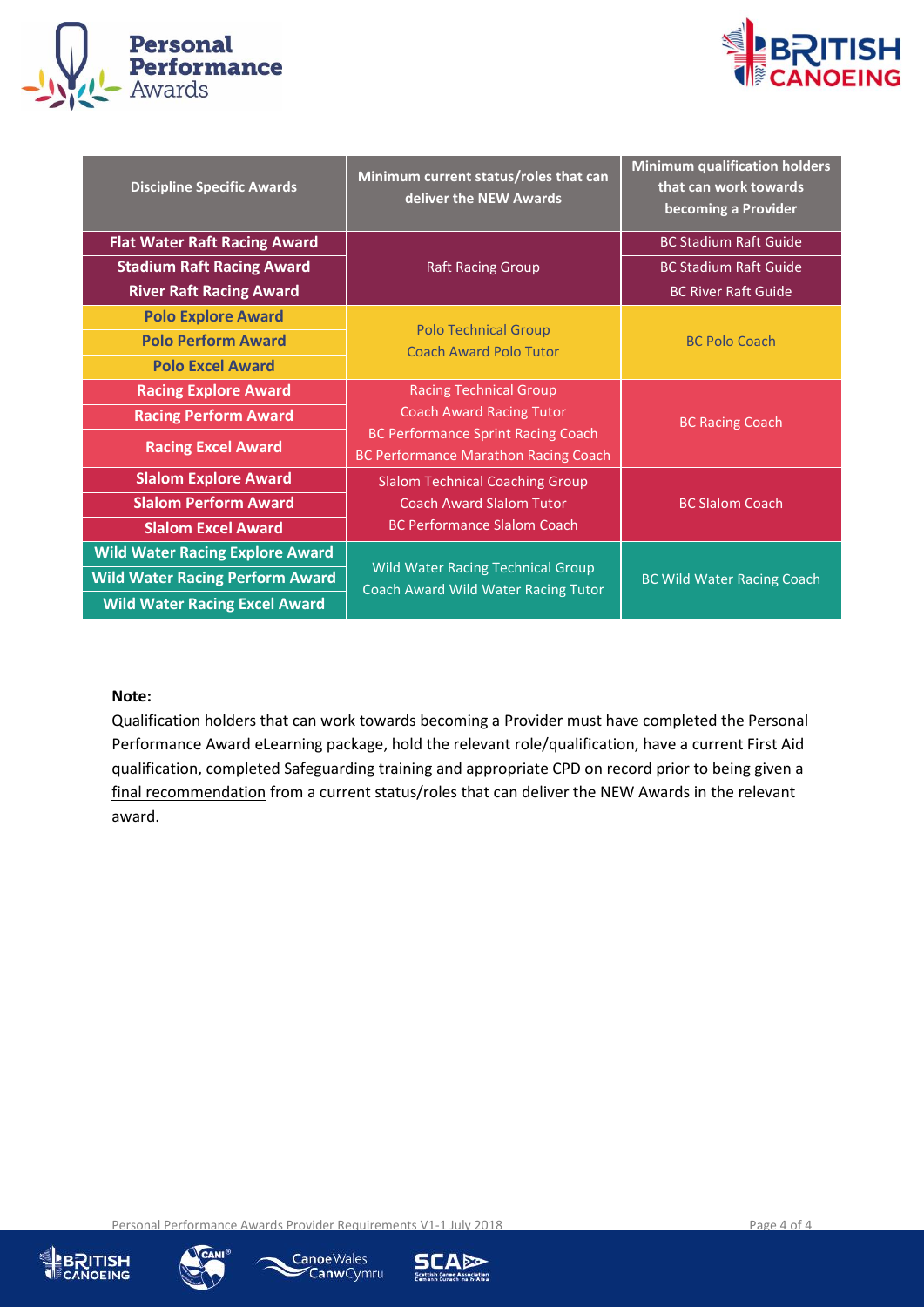| Discipline Specific Awards | Minimum current status/roles that can deliver the NEW Awards | Minimum qualification holders that can work towards becoming a Provider |
|---|---|---|
| **Flat Water Raft Racing Award** | Raft Racing Group | BC Stadium Raft Guide |
| **Stadium Raft Racing Award** | | BC Stadium Raft Guide |
| **River Raft Racing Award** | | BC River Raft Guide |
| **Polo Explore Award** | Polo Technical Group<br>Coach Award Polo Tutor | BC Polo Coach |
| **Polo Perform Award** | | |
| **Polo Excel Award** | | |
| **Racing Explore Award** | Racing Technical Group<br>Coach Award Racing Tutor<br>BC Performance Sprint Racing Coach<br>BC Performance Marathon Racing Coach | BC Racing Coach |
| **Racing Perform Award** | | |
| **Racing Excel Award** | | |
| **Slalom Explore Award** | Slalom Technical Coaching Group<br>Coach Award Slalom Tutor<br>BC Performance Slalom Coach | BC Slalom Coach |
| **Slalom Perform Award** | | |
| **Slalom Excel Award** | | |
| **Wild Water Racing Explore Award** | Wild Water Racing Technical Group<br>Coach Award Wild Water Racing Tutor | BC Wild Water Racing Coach |
| **Wild Water Racing Perform Award** | | |
| **Wild Water Racing Excel Award** | | |

**Note:**

Qualification holders that can work towards becoming a Provider must have completed the Personal Performance Award eLearning package, hold the relevant role/qualification, have a current First Aid qualification, completed Safeguarding training and appropriate CPD on record prior to being given a final recommendation from a current status/roles that can deliver the NEW Awards in the relevant award.